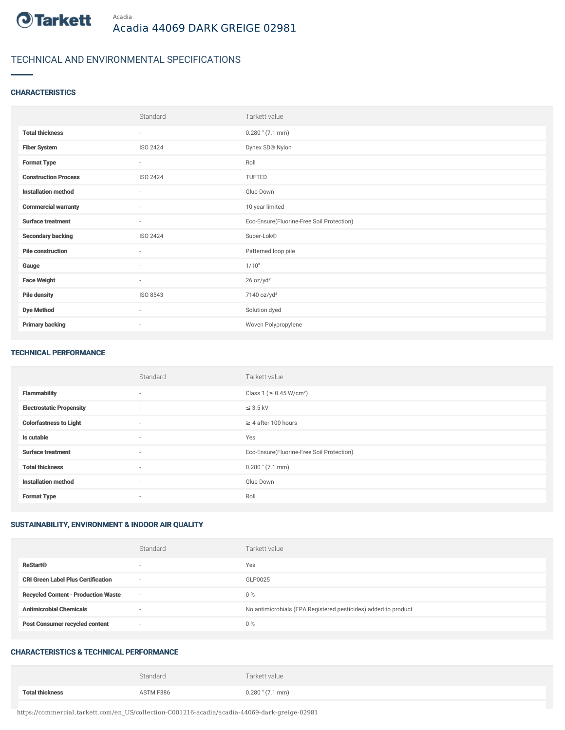Acadia

# Acadia 44069 DARK GREIGE 02981

## TECHNICAL AND ENVIRONMENTAL SPECIFICATIONS

### CHARACTERISTICS

| | Standard | Tarkett value |
|---|---|---|
| **Total thickness** | - | 0.280 " (7.1 mm) |
| **Fiber System** | ISO 2424 | Dynex SD® Nylon |
| **Format Type** | - | Roll |
| **Construction Process** | ISO 2424 | TUFTED |
| **Installation method** | - | Glue-Down |
| **Commercial warranty** | - | 10 year limited |
| **Surface treatment** | - | Eco-Ensure(Fluorine-Free Soil Protection) |
| **Secondary backing** | ISO 2424 | Super-Lok® |
| **Pile construction** | - | Patterned loop pile |
| **Gauge** | - | 1/10" |
| **Face Weight** | - | 26 oz/yd² |
| **Pile density** | ISO 8543 | 7140 oz/yd³ |
| **Dye Method** | - | Solution dyed |
| **Primary backing** | - | Woven Polypropylene |

### TECHNICAL PERFORMANCE

| | Standard | Tarkett value |
|---|---|---|
| **Flammability** | - | Class 1 (≥ 0.45 W/cm²) |
| **Electrostatic Propensity** | - | ≤ 3.5 kV |
| **Colorfastness to Light** | - | ≥ 4 after 100 hours |
| **Is cutable** | - | Yes |
| **Surface treatment** | - | Eco-Ensure(Fluorine-Free Soil Protection) |
| **Total thickness** | - | 0.280 " (7.1 mm) |
| **Installation method** | - | Glue-Down |
| **Format Type** | - | Roll |

### SUSTAINABILITY, ENVIRONMENT & INDOOR AIR QUALITY

| | Standard | Tarkett value |
|---|---|---|
| **ReStart®** | - | Yes |
| **CRI Green Label Plus Certification** | - | GLP0025 |
| **Recycled Content - Production Waste** | - | 0 % |
| **Antimicrobial Chemicals** | - | No antimicrobials (EPA Registered pesticides) added to product |
| **Post Consumer recycled content** | - | 0 % |

### CHARACTERISTICS & TECHNICAL PERFORMANCE

| | Standard | Tarkett value |
|---|---|---|
| **Total thickness** | ASTM F386 | 0.280 " (7.1 mm) |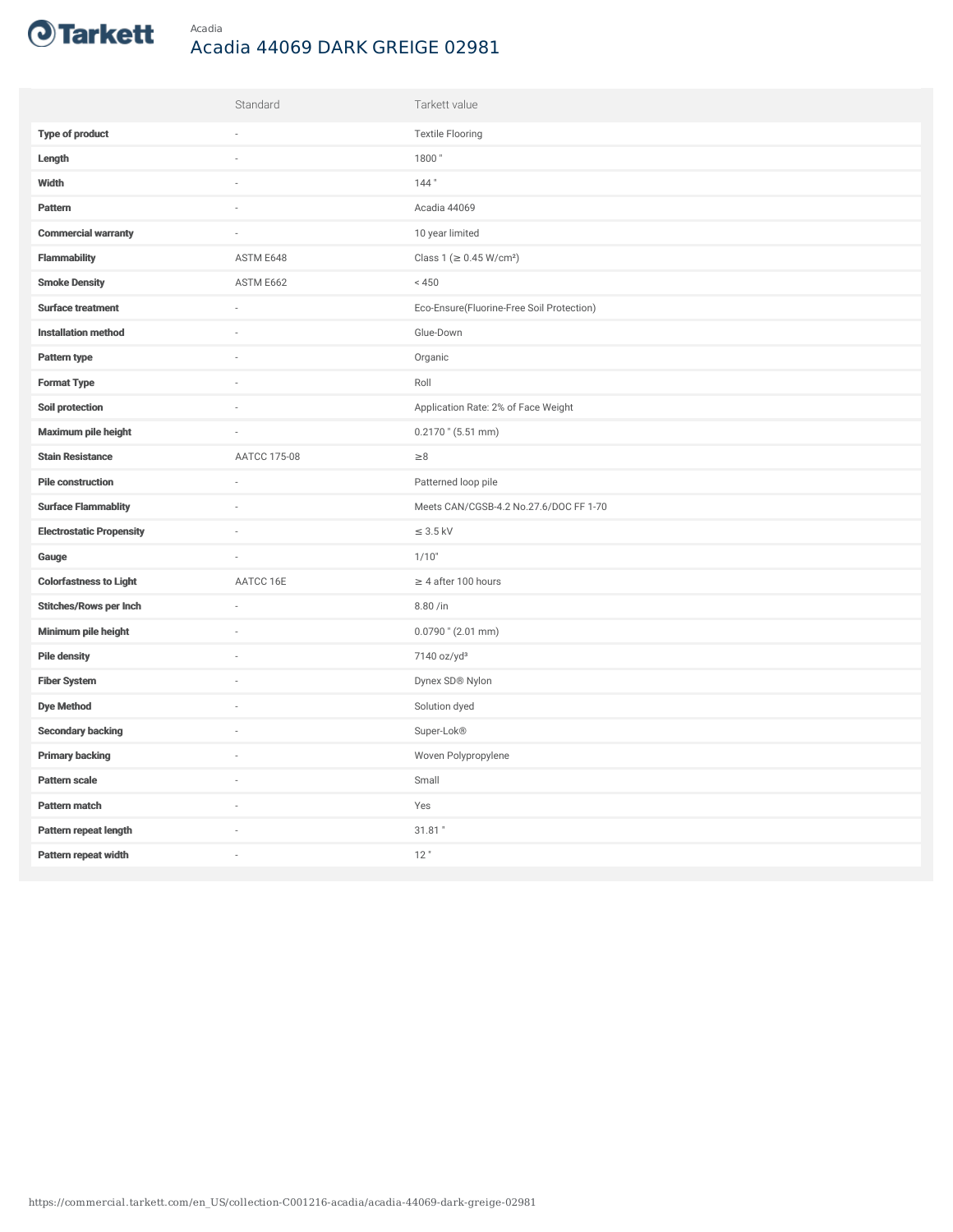Acadia

# Acadia 44069 DARK GREIGE 02981

| | Standard | Tarkett value |
|---|---|---|
| **Type of product** | - | Textile Flooring |
| **Length** | - | 1800 " |
| **Width** | - | 144 " |
| **Pattern** | - | Acadia 44069 |
| **Commercial warranty** | - | 10 year limited |
| **Flammability** | ASTM E648 | Class 1 (≥ 0.45 W/cm²) |
| **Smoke Density** | ASTM E662 | < 450 |
| **Surface treatment** | - | Eco-Ensure(Fluorine-Free Soil Protection) |
| **Installation method** | - | Glue-Down |
| **Pattern type** | - | Organic |
| **Format Type** | - | Roll |
| **Soil protection** | - | Application Rate: 2% of Face Weight |
| **Maximum pile height** | - | 0.2170 " (5.51 mm) |
| **Stain Resistance** | AATCC 175-08 | ≥8 |
| **Pile construction** | - | Patterned loop pile |
| **Surface Flammablity** | - | Meets CAN/CGSB-4.2 No.27.6/DOC FF 1-70 |
| **Electrostatic Propensity** | - | ≤ 3.5 kV |
| **Gauge** | - | 1/10" |
| **Colorfastness to Light** | AATCC 16E | ≥ 4 after 100 hours |
| **Stitches/Rows per Inch** | - | 8.80 /in |
| **Minimum pile height** | - | 0.0790 " (2.01 mm) |
| **Pile density** | - | 7140 oz/yd³ |
| **Fiber System** | - | Dynex SD® Nylon |
| **Dye Method** | - | Solution dyed |
| **Secondary backing** | - | Super-Lok® |
| **Primary backing** | - | Woven Polypropylene |
| **Pattern scale** | - | Small |
| **Pattern match** | - | Yes |
| **Pattern repeat length** | - | 31.81 " |
| **Pattern repeat width** | - | 12 " |

https://commercial.tarkett.com/en_US/collection-C001216-acadia/acadia-44069-dark-greige-02981